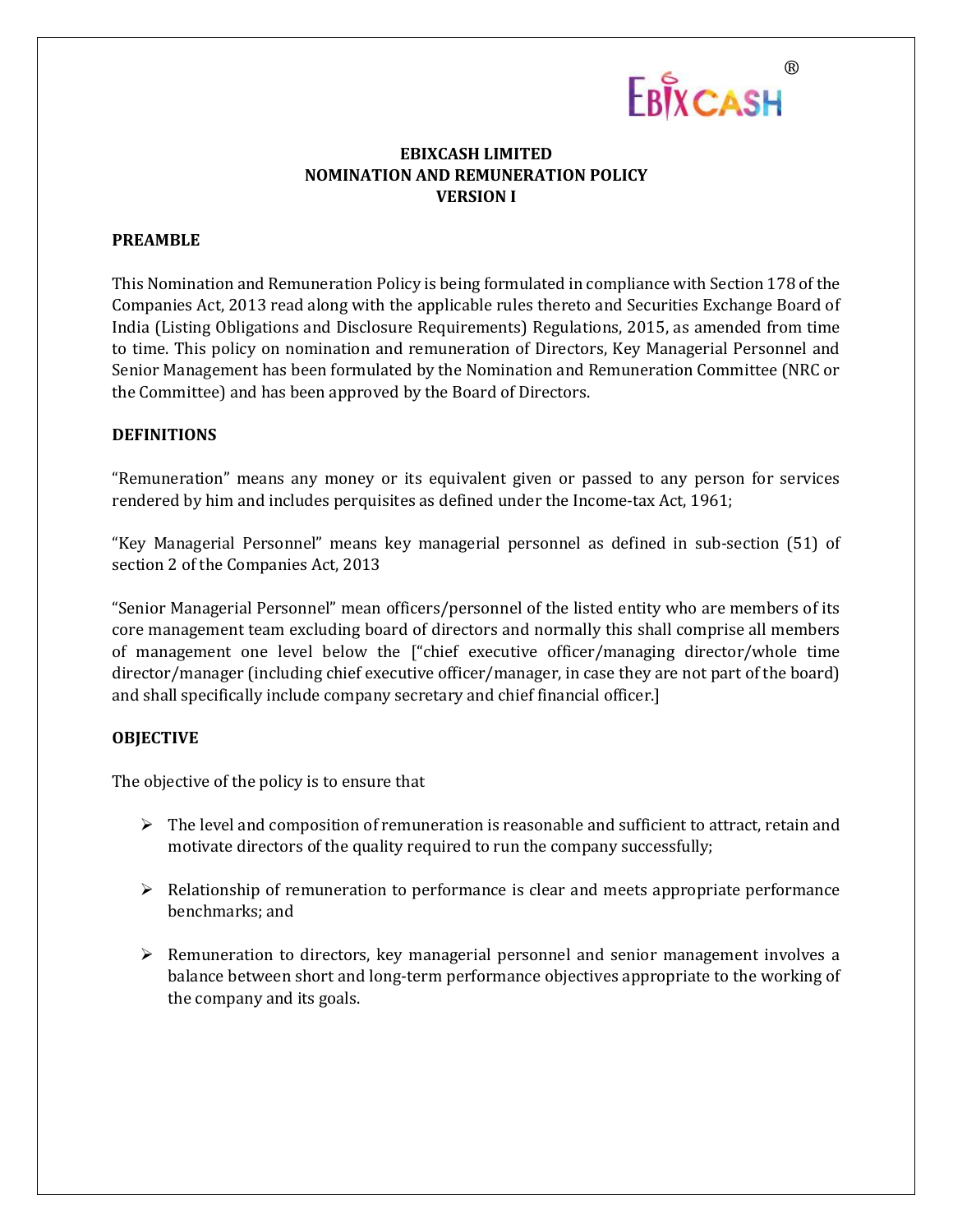# EBIXCASH LIMITED
# NOMINATION AND REMUNERATION POLICY
# VERSION I

## PREAMBLE

This Nomination and Remuneration Policy is being formulated in compliance with Section 178 of the Companies Act, 2013 read along with the applicable rules thereto and Securities Exchange Board of India (Listing Obligations and Disclosure Requirements) Regulations, 2015, as amended from time to time. This policy on nomination and remuneration of Directors, Key Managerial Personnel and Senior Management has been formulated by the Nomination and Remuneration Committee (NRC or the Committee) and has been approved by the Board of Directors.

## DEFINITIONS

"Remuneration" means any money or its equivalent given or passed to any person for services rendered by him and includes perquisites as defined under the Income-tax Act, 1961;

"Key Managerial Personnel" means key managerial personnel as defined in sub-section (51) of section 2 of the Companies Act, 2013

"Senior Managerial Personnel" mean officers/personnel of the listed entity who are members of its core management team excluding board of directors and normally this shall comprise all members of management one level below the ["chief executive officer/managing director/whole time director/manager (including chief executive officer/manager, in case they are not part of the board) and shall specifically include company secretary and chief financial officer.]

## OBJECTIVE

The objective of the policy is to ensure that

- The level and composition of remuneration is reasonable and sufficient to attract, retain and motivate directors of the quality required to run the company successfully;

- Relationship of remuneration to performance is clear and meets appropriate performance benchmarks; and

- Remuneration to directors, key managerial personnel and senior management involves a balance between short and long-term performance objectives appropriate to the working of the company and its goals.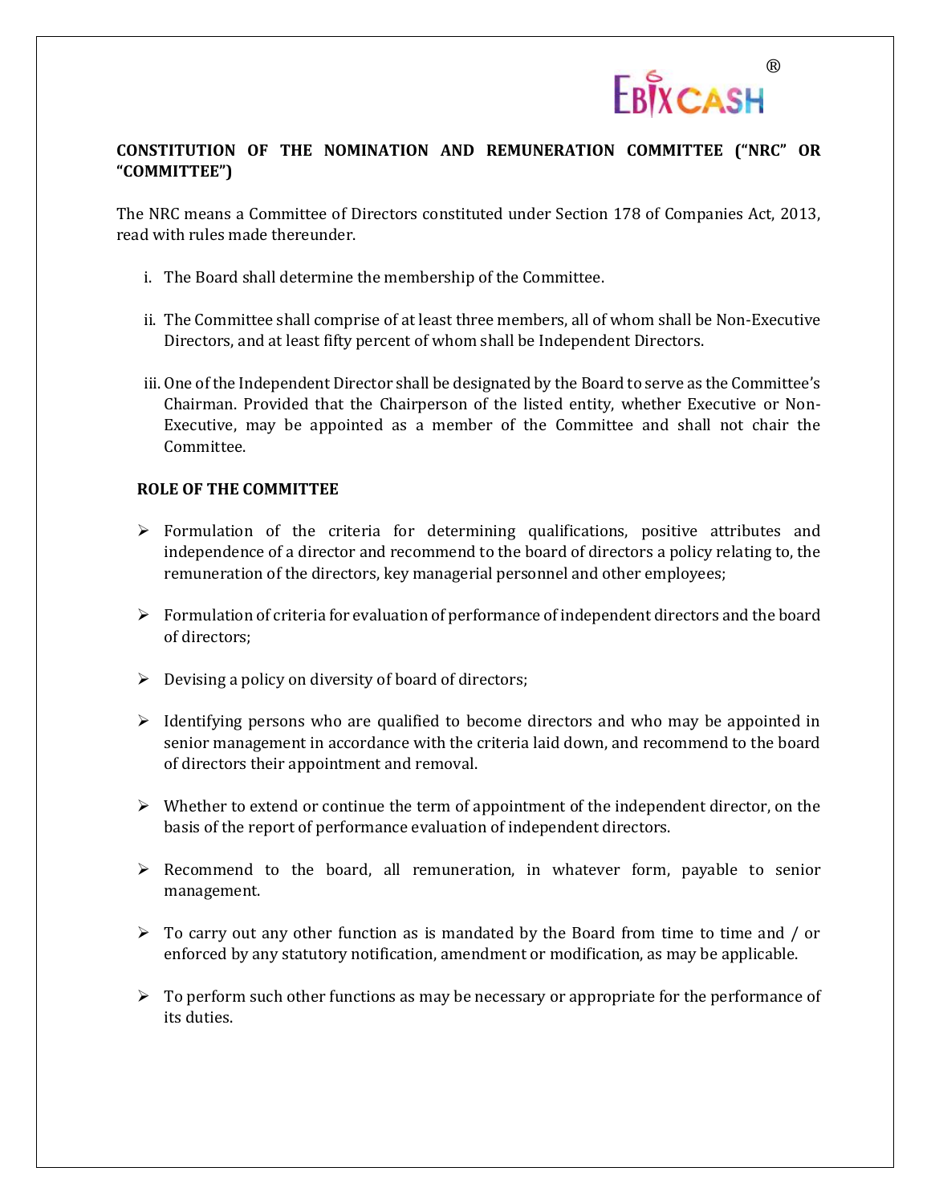## CONSTITUTION OF THE NOMINATION AND REMUNERATION COMMITTEE ("NRC" OR "COMMITTEE")

The NRC means a Committee of Directors constituted under Section 178 of Companies Act, 2013, read with rules made thereunder.

i. The Board shall determine the membership of the Committee.

ii. The Committee shall comprise of at least three members, all of whom shall be Non-Executive Directors, and at least fifty percent of whom shall be Independent Directors.

iii. One of the Independent Director shall be designated by the Board to serve as the Committee's Chairman. Provided that the Chairperson of the listed entity, whether Executive or Non-Executive, may be appointed as a member of the Committee and shall not chair the Committee.

### ROLE OF THE COMMITTEE

- Formulation of the criteria for determining qualifications, positive attributes and independence of a director and recommend to the board of directors a policy relating to, the remuneration of the directors, key managerial personnel and other employees;
- Formulation of criteria for evaluation of performance of independent directors and the board of directors;
- Devising a policy on diversity of board of directors;
- Identifying persons who are qualified to become directors and who may be appointed in senior management in accordance with the criteria laid down, and recommend to the board of directors their appointment and removal.
- Whether to extend or continue the term of appointment of the independent director, on the basis of the report of performance evaluation of independent directors.
- Recommend to the board, all remuneration, in whatever form, payable to senior management.
- To carry out any other function as is mandated by the Board from time to time and / or enforced by any statutory notification, amendment or modification, as may be applicable.
- To perform such other functions as may be necessary or appropriate for the performance of its duties.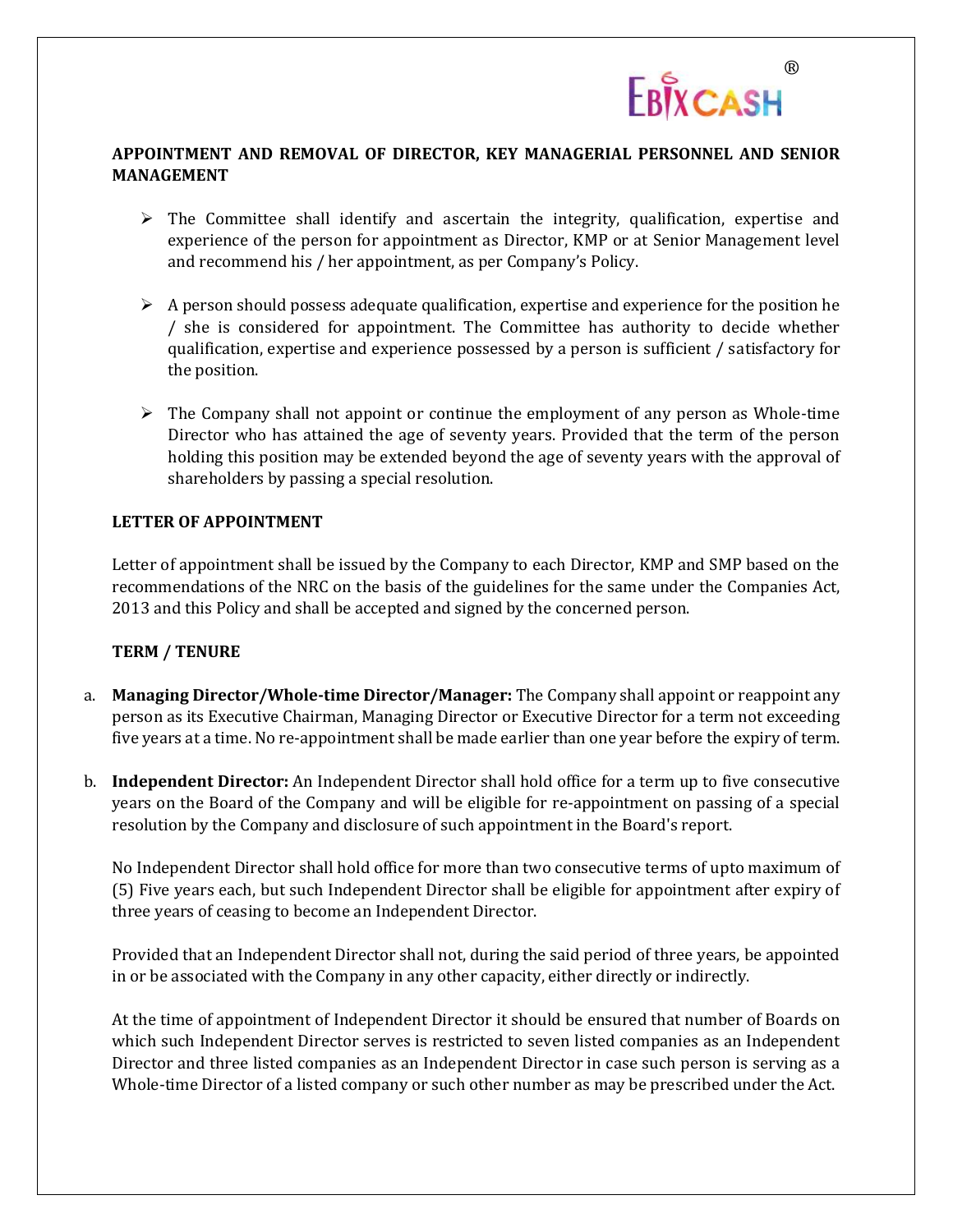## APPOINTMENT AND REMOVAL OF DIRECTOR, KEY MANAGERIAL PERSONNEL AND SENIOR MANAGEMENT

- The Committee shall identify and ascertain the integrity, qualification, expertise and experience of the person for appointment as Director, KMP or at Senior Management level and recommend his / her appointment, as per Company's Policy.
- A person should possess adequate qualification, expertise and experience for the position he / she is considered for appointment. The Committee has authority to decide whether qualification, expertise and experience possessed by a person is sufficient / satisfactory for the position.
- The Company shall not appoint or continue the employment of any person as Whole-time Director who has attained the age of seventy years. Provided that the term of the person holding this position may be extended beyond the age of seventy years with the approval of shareholders by passing a special resolution.

## LETTER OF APPOINTMENT

Letter of appointment shall be issued by the Company to each Director, KMP and SMP based on the recommendations of the NRC on the basis of the guidelines for the same under the Companies Act, 2013 and this Policy and shall be accepted and signed by the concerned person.

## TERM / TENURE

a. **Managing Director/Whole-time Director/Manager:** The Company shall appoint or reappoint any person as its Executive Chairman, Managing Director or Executive Director for a term not exceeding five years at a time. No re-appointment shall be made earlier than one year before the expiry of term.

b. **Independent Director:** An Independent Director shall hold office for a term up to five consecutive years on the Board of the Company and will be eligible for re-appointment on passing of a special resolution by the Company and disclosure of such appointment in the Board's report.

   No Independent Director shall hold office for more than two consecutive terms of upto maximum of (5) Five years each, but such Independent Director shall be eligible for appointment after expiry of three years of ceasing to become an Independent Director.

   Provided that an Independent Director shall not, during the said period of three years, be appointed in or be associated with the Company in any other capacity, either directly or indirectly.

   At the time of appointment of Independent Director it should be ensured that number of Boards on which such Independent Director serves is restricted to seven listed companies as an Independent Director and three listed companies as an Independent Director in case such person is serving as a Whole-time Director of a listed company or such other number as may be prescribed under the Act.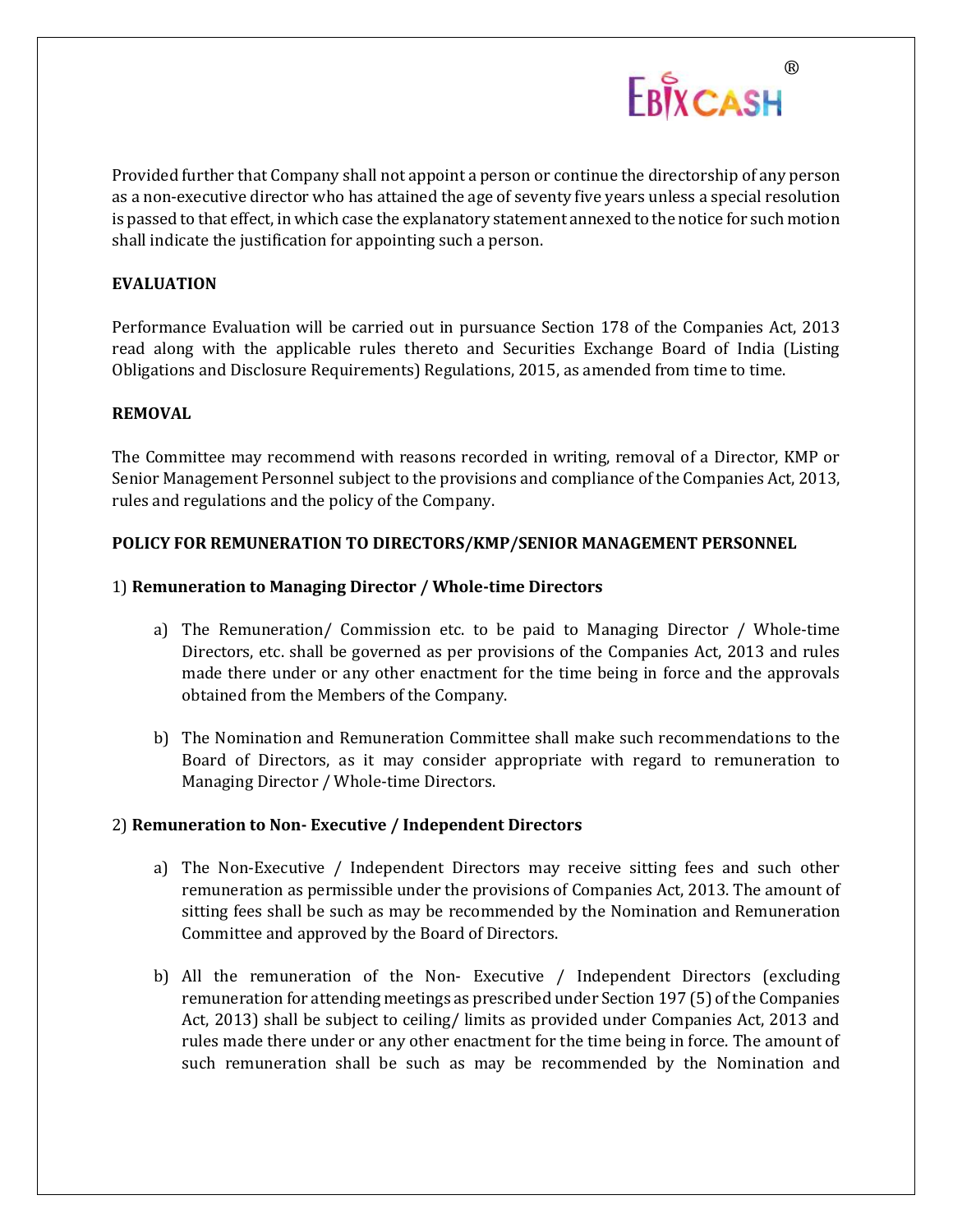Provided further that Company shall not appoint a person or continue the directorship of any person as a non-executive director who has attained the age of seventy five years unless a special resolution is passed to that effect, in which case the explanatory statement annexed to the notice for such motion shall indicate the justification for appointing such a person.

**EVALUATION**

Performance Evaluation will be carried out in pursuance Section 178 of the Companies Act, 2013 read along with the applicable rules thereto and Securities Exchange Board of India (Listing Obligations and Disclosure Requirements) Regulations, 2015, as amended from time to time.

**REMOVAL**

The Committee may recommend with reasons recorded in writing, removal of a Director, KMP or Senior Management Personnel subject to the provisions and compliance of the Companies Act, 2013, rules and regulations and the policy of the Company.

**POLICY FOR REMUNERATION TO DIRECTORS/KMP/SENIOR MANAGEMENT PERSONNEL**

1) **Remuneration to Managing Director / Whole-time Directors**

a) The Remuneration/ Commission etc. to be paid to Managing Director / Whole-time Directors, etc. shall be governed as per provisions of the Companies Act, 2013 and rules made there under or any other enactment for the time being in force and the approvals obtained from the Members of the Company.

b) The Nomination and Remuneration Committee shall make such recommendations to the Board of Directors, as it may consider appropriate with regard to remuneration to Managing Director / Whole-time Directors.

2) **Remuneration to Non- Executive / Independent Directors**

a) The Non-Executive / Independent Directors may receive sitting fees and such other remuneration as permissible under the provisions of Companies Act, 2013. The amount of sitting fees shall be such as may be recommended by the Nomination and Remuneration Committee and approved by the Board of Directors.

b) All the remuneration of the Non- Executive / Independent Directors (excluding remuneration for attending meetings as prescribed under Section 197 (5) of the Companies Act, 2013) shall be subject to ceiling/ limits as provided under Companies Act, 2013 and rules made there under or any other enactment for the time being in force. The amount of such remuneration shall be such as may be recommended by the Nomination and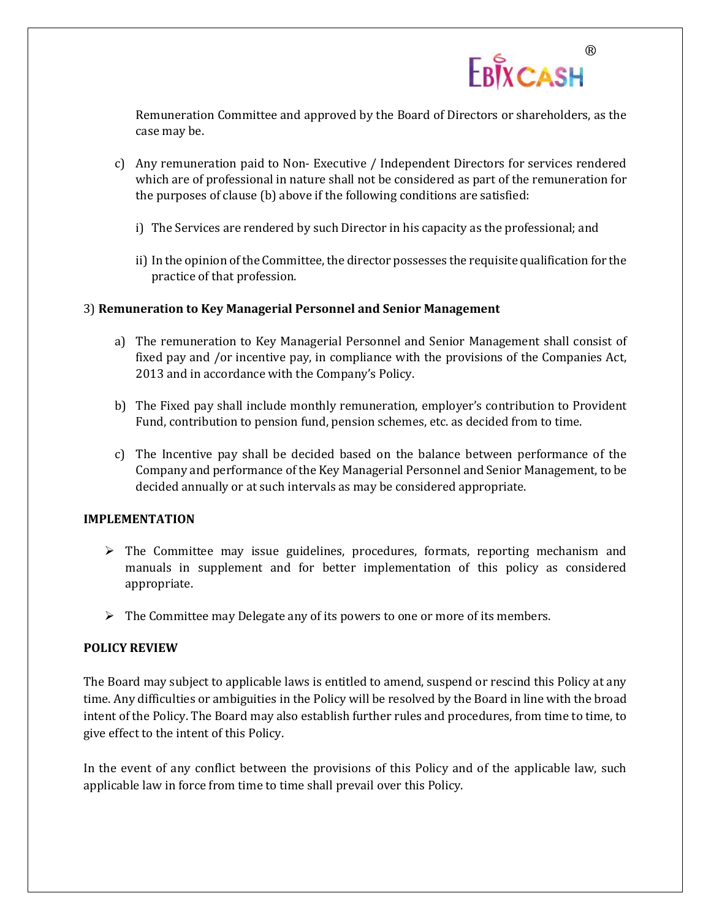Remuneration Committee and approved by the Board of Directors or shareholders, as the case may be.

c) Any remuneration paid to Non- Executive / Independent Directors for services rendered which are of professional in nature shall not be considered as part of the remuneration for the purposes of clause (b) above if the following conditions are satisfied:

   i) The Services are rendered by such Director in his capacity as the professional; and

   ii) In the opinion of the Committee, the director possesses the requisite qualification for the practice of that profession.

3) **Remuneration to Key Managerial Personnel and Senior Management**

a) The remuneration to Key Managerial Personnel and Senior Management shall consist of fixed pay and /or incentive pay, in compliance with the provisions of the Companies Act, 2013 and in accordance with the Company's Policy.

b) The Fixed pay shall include monthly remuneration, employer's contribution to Provident Fund, contribution to pension fund, pension schemes, etc. as decided from to time.

c) The Incentive pay shall be decided based on the balance between performance of the Company and performance of the Key Managerial Personnel and Senior Management, to be decided annually or at such intervals as may be considered appropriate.

**IMPLEMENTATION**

- The Committee may issue guidelines, procedures, formats, reporting mechanism and manuals in supplement and for better implementation of this policy as considered appropriate.
- The Committee may Delegate any of its powers to one or more of its members.

**POLICY REVIEW**

The Board may subject to applicable laws is entitled to amend, suspend or rescind this Policy at any time. Any difficulties or ambiguities in the Policy will be resolved by the Board in line with the broad intent of the Policy. The Board may also establish further rules and procedures, from time to time, to give effect to the intent of this Policy.

In the event of any conflict between the provisions of this Policy and of the applicable law, such applicable law in force from time to time shall prevail over this Policy.